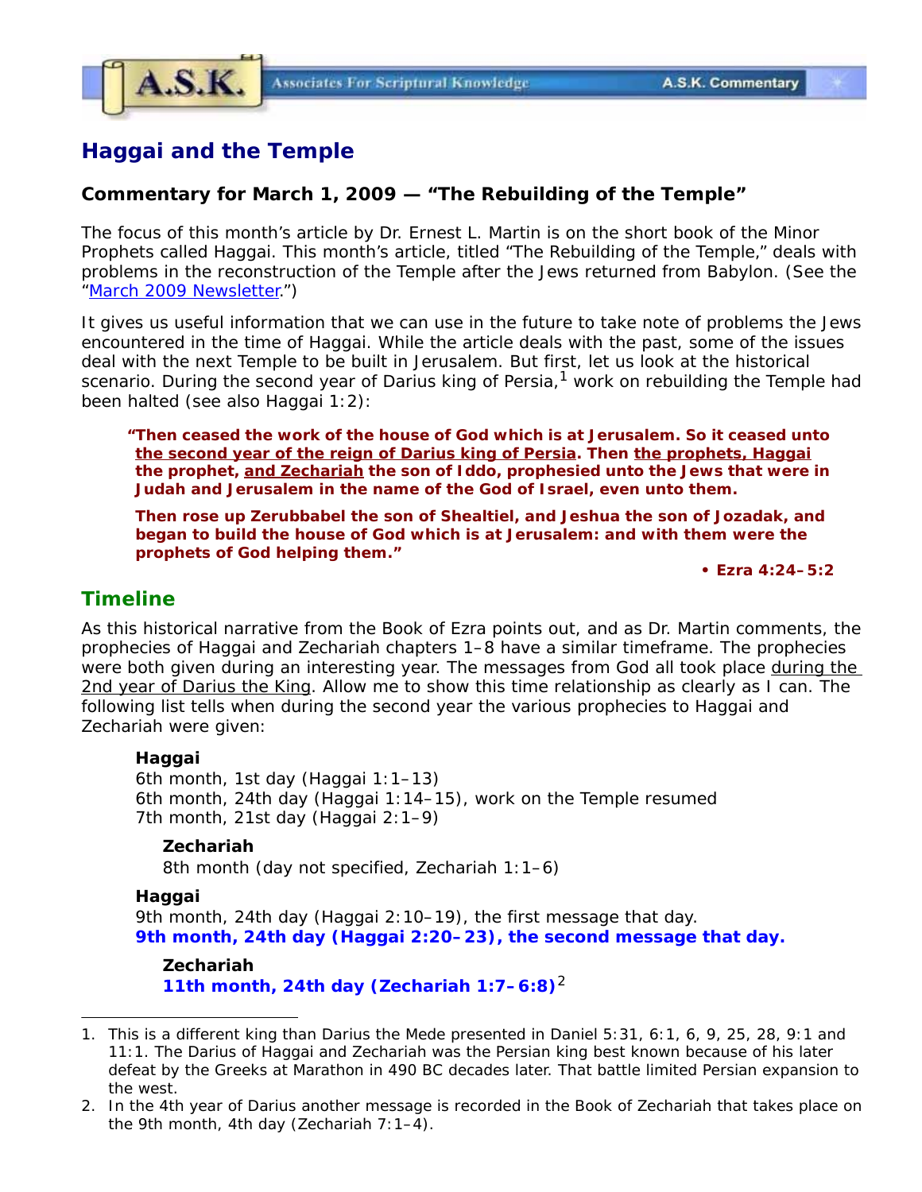# Haggai and the Temple

### Commentary for March 1, 2009 — "The Rebuilding of the Temple"

The focus of this month's article by Dr. Ernest L. Martin is on the short book of the Minor Prophets called Haggai. This month's article, titled "The Rebuilding of the Temple," deals with problems in the reconstruction of the Temple after the Jews returned from Babylon. (See the "March 2009 Newsletter.")

It gives us useful information that we can use in the future to take note of problems the Jews encountered in the time of Haggai. While the article deals with the past, some of the issues deal with the next Temple to be built in Jerusalem. But first, let us look at the historical scenario. During the second year of Darius king of Persia,[1] work on rebuilding the Temple had been halted (see also Haggai 1:2):

> **"Then ceased the work of the house of God which is at Jerusalem. So it ceased unto the second year of the reign of Darius king of Persia. Then the prophets, Haggai the prophet, and Zechariah the son of Iddo, prophesied unto the Jews that were in Judah and Jerusalem in the name of the God of Israel, even unto them.**
>
> **Then rose up Zerubbabel the son of Shealtiel, and Jeshua the son of Jozadak, and began to build the house of God which is at Jerusalem: and with them were the prophets of God helping them."**
>
> **• Ezra 4:24–5:2**

## Timeline

As this historical narrative from the Book of Ezra points out, and as Dr. Martin comments, the prophecies of Haggai and Zechariah chapters 1–8 have a similar timeframe. The prophecies were both given during an interesting year. The messages from God all took place during the 2nd year of Darius the King. Allow me to show this time relationship as clearly as I can. The following list tells when during the second year the various prophecies to Haggai and Zechariah were given:

**Haggai**
6th month, 1st day (Haggai 1:1–13)
6th month, 24th day (Haggai 1:14–15), work on the Temple resumed
7th month, 21st day (Haggai 2:1–9)

**Zechariah**
8th month (day not specified, Zechariah 1:1–6)

**Haggai**
9th month, 24th day (Haggai 2:10–19), the first message that day.
**9th month, 24th day (Haggai 2:20–23), the second message that day.**

**Zechariah**
**11th month, 24th day (Zechariah 1:7–6:8)**[2]

---

1. This is a different king than Darius the Mede presented in Daniel 5:31, 6:1, 6, 9, 25, 28, 9:1 and 11:1. The Darius of Haggai and Zechariah was the Persian king best known because of his later defeat by the Greeks at Marathon in 490 BC decades later. That battle limited Persian expansion to the west.
2. In the 4th year of Darius another message is recorded in the Book of Zechariah that takes place on the 9th month, 4th day (Zechariah 7:1–4).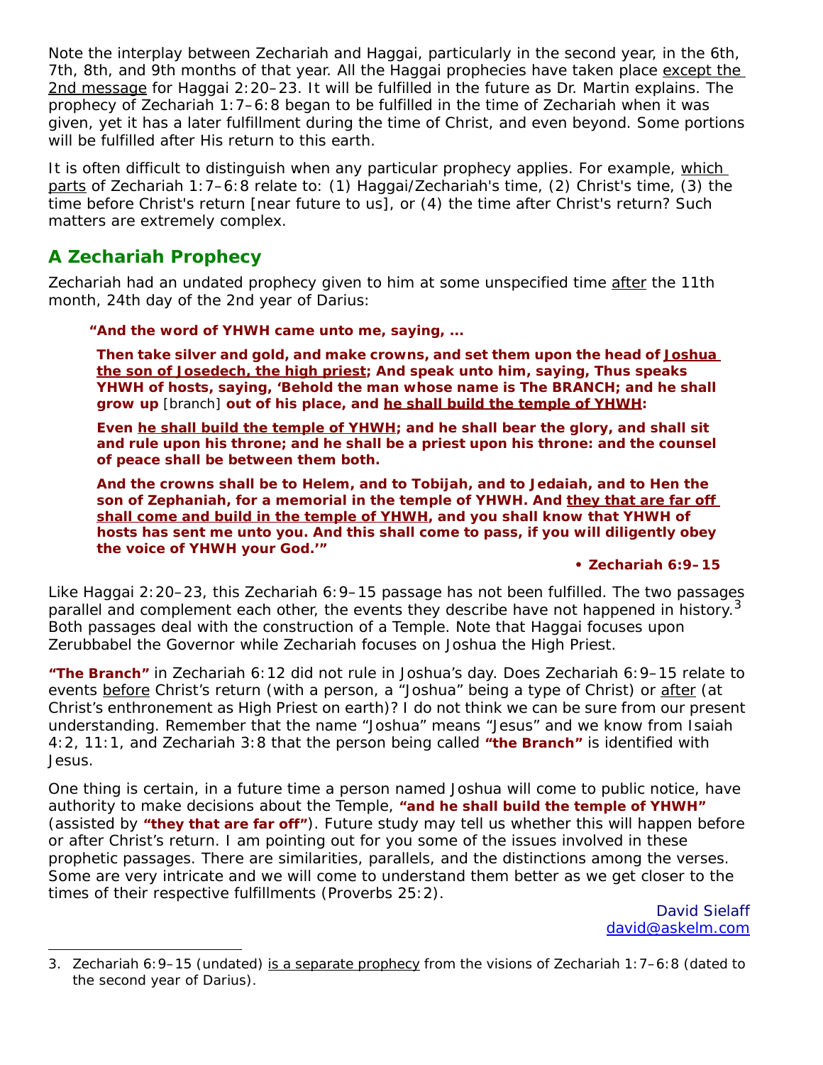Note the interplay between Zechariah and Haggai, particularly in the second year, in the 6th, 7th, 8th, and 9th months of that year. All the Haggai prophecies have taken place <u>except the 2nd message</u> for Haggai 2:20–23. It will be fulfilled in the future as Dr. Martin explains. The prophecy of Zechariah 1:7–6:8 began to be fulfilled in the time of Zechariah when it was given, yet it has a later fulfillment during the time of Christ, and even beyond. Some portions will be fulfilled after His return to this earth.

It is often difficult to distinguish when any particular prophecy applies. For example, <u>which parts</u> of Zechariah 1:7–6:8 relate to: (1) Haggai/Zechariah's time, (2) Christ's time, (3) the time before Christ's return [near future to us], or (4) the time after Christ's return? Such matters are extremely complex.

## A Zechariah Prophecy

Zechariah had an undated prophecy given to him at some unspecified time <u>after</u> the 11th month, 24th day of the 2nd year of Darius:

> **“And the word of YHWH came unto me, saying, ...**
>
> **Then take silver and gold, and make crowns, and set them upon the head of <u>Joshua the son of Josedech, the high priest</u>; And speak unto him, saying, Thus speaks YHWH of hosts, saying, ‘Behold the man whose name is The BRANCH; and he shall grow up** [branch] **out of his place, and <u>he shall build the temple of YHWH</u>:**
>
> **Even <u>he shall build the temple of YHWH</u>; and he shall bear the glory, and shall sit and rule upon his throne; and he shall be a priest upon his throne: and the counsel of peace shall be between them both.**
>
> **And the crowns shall be to Helem, and to Tobijah, and to Jedaiah, and to Hen the son of Zephaniah, for a memorial in the temple of YHWH. And <u>they that are far off shall come and build in the temple of YHWH</u>, and you shall know that YHWH of hosts has sent me unto you. And this shall come to pass, if you will diligently obey the voice of YHWH your God.’”**
>
> **• Zechariah 6:9–15**

Like Haggai 2:20–23, this Zechariah 6:9–15 passage has not been fulfilled. The two passages parallel and complement each other, the events they describe have not happened in history.[3] Both passages deal with the construction of a Temple. Note that Haggai focuses upon Zerubbabel the Governor while Zechariah focuses on Joshua the High Priest.

**“The Branch”** in Zechariah 6:12 did not rule in Joshua’s day. Does Zechariah 6:9–15 relate to events <u>before</u> Christ’s return (with a person, a “Joshua” being a type of Christ) or <u>after</u> (at Christ’s enthronement as High Priest on earth)? I do not think we can be sure from our present understanding. Remember that the name “Joshua” means “Jesus” and we know from Isaiah 4:2, 11:1, and Zechariah 3:8 that the person being called **“the Branch”** is identified with Jesus.

One thing is certain, in a future time a person named Joshua will come to public notice, have authority to make decisions about the Temple, **“and he shall build the temple of YHWH”** (assisted by **“they that are far off”**). Future study may tell us whether this will happen before or after Christ’s return. I am pointing out for you some of the issues involved in these prophetic passages. There are similarities, parallels, and the distinctions among the verses. Some are very intricate and we will come to understand them better as we get closer to the times of their respective fulfillments (Proverbs 25:2).

David Sielaff
david@askelm.com

---

3. Zechariah 6:9–15 (undated) <u>is a separate prophecy</u> from the visions of Zechariah 1:7–6:8 (dated to the second year of Darius).